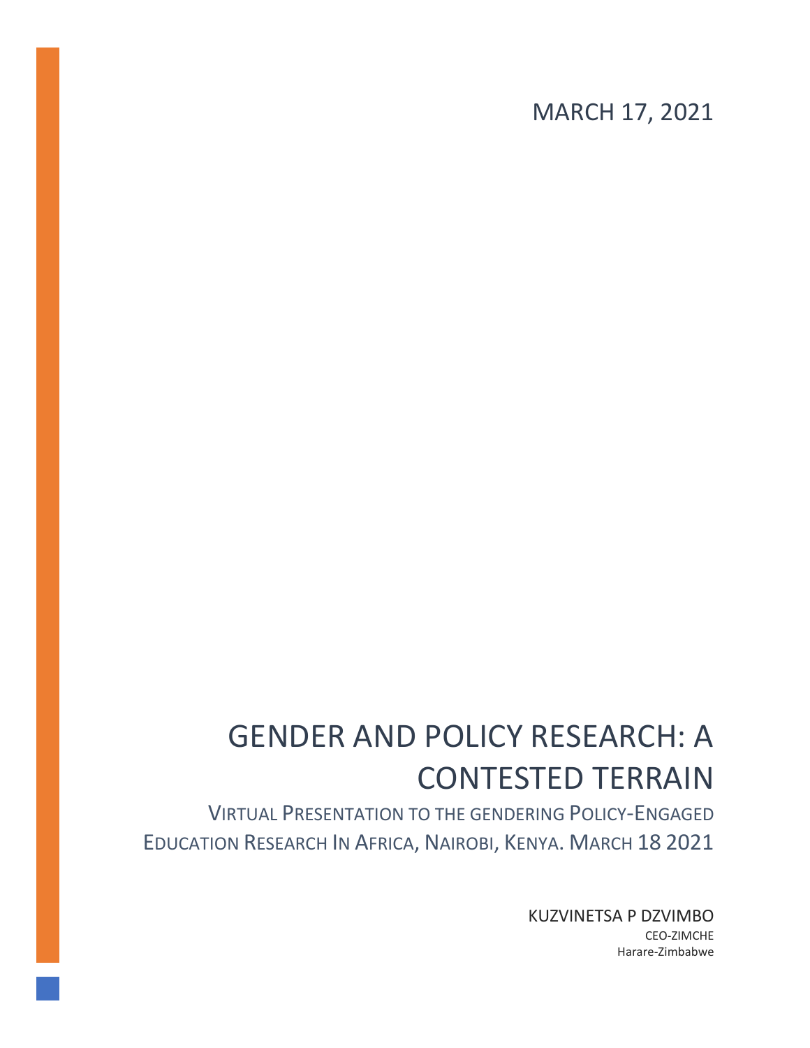MARCH 17, 2021

# GENDER AND POLICY RESEARCH: A CONTESTED TERRAIN

## VIRTUAL PRESENTATION TO THE GENDERING POLICY-ENGAGED EDUCATION RESEARCH IN AFRICA, NAIROBI, KENYA. MARCH 18 2021

KUZVINETSA P DZVIMBO

CEO-ZIMCHE

Harare-Zimbabwe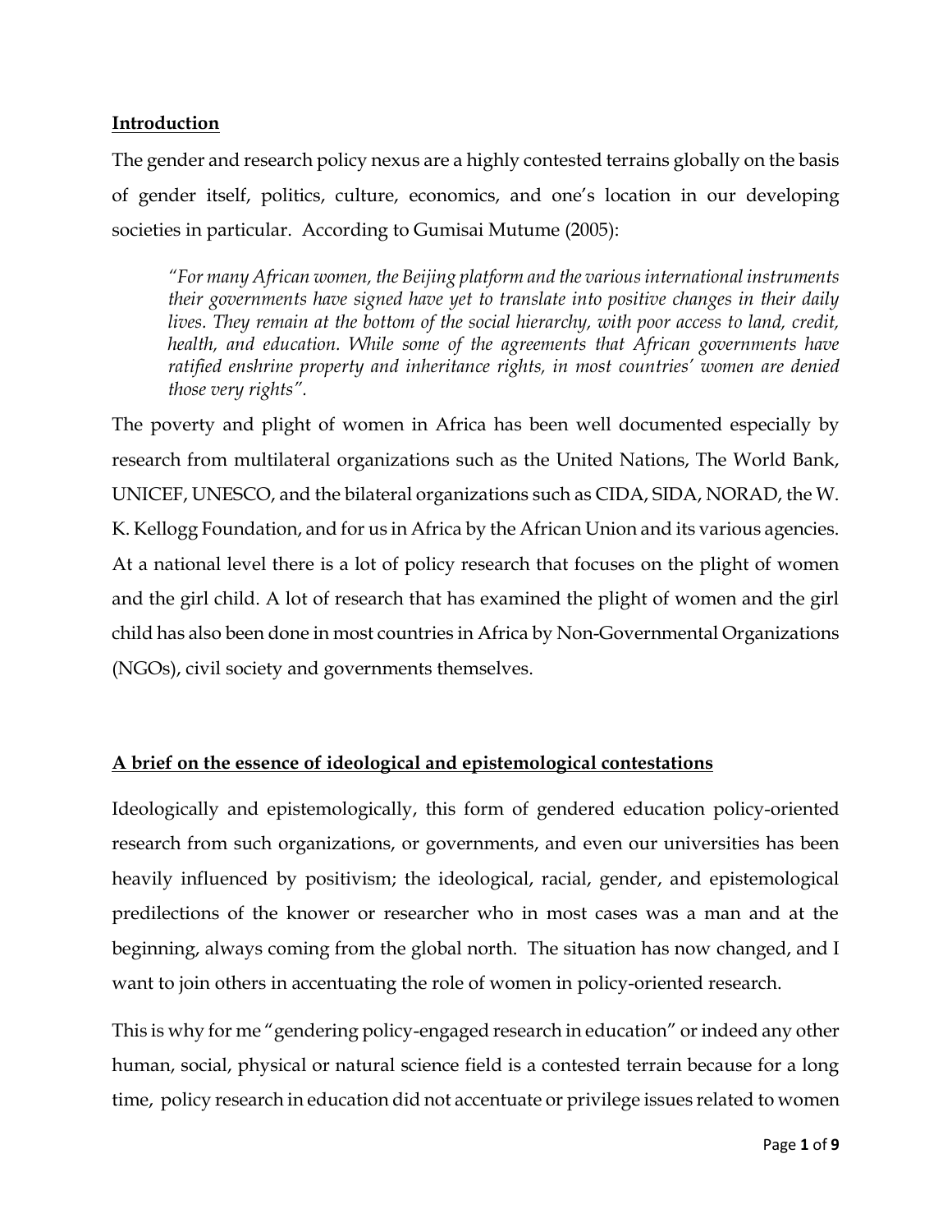## **Introduction**

The gender and research policy nexus are a highly contested terrains globally on the basis of gender itself, politics, culture, economics, and one's location in our developing societies in particular. According to Gumisai Mutume (2005):

> *"For many African women, the Beijing platform and the various international instruments their governments have signed have yet to translate into positive changes in their daily lives. They remain at the bottom of the social hierarchy, with poor access to land, credit, health, and education. While some of the agreements that African governments have ratified enshrine property and inheritance rights, in most countries' women are denied those very rights".*

The poverty and plight of women in Africa has been well documented especially by research from multilateral organizations such as the United Nations, The World Bank, UNICEF, UNESCO, and the bilateral organizations such as CIDA, SIDA, NORAD, the W. K. Kellogg Foundation, and for us in Africa by the African Union and its various agencies. At a national level there is a lot of policy research that focuses on the plight of women and the girl child. A lot of research that has examined the plight of women and the girl child has also been done in most countries in Africa by Non-Governmental Organizations (NGOs), civil society and governments themselves.

## **A brief on the essence of ideological and epistemological contestations**

Ideologically and epistemologically, this form of gendered education policy-oriented research from such organizations, or governments, and even our universities has been heavily influenced by positivism; the ideological, racial, gender, and epistemological predilections of the knower or researcher who in most cases was a man and at the beginning, always coming from the global north. The situation has now changed, and I want to join others in accentuating the role of women in policy-oriented research.

This is why for me "gendering policy-engaged research in education" or indeed any other human, social, physical or natural science field is a contested terrain because for a long time, policy research in education did not accentuate or privilege issues related to women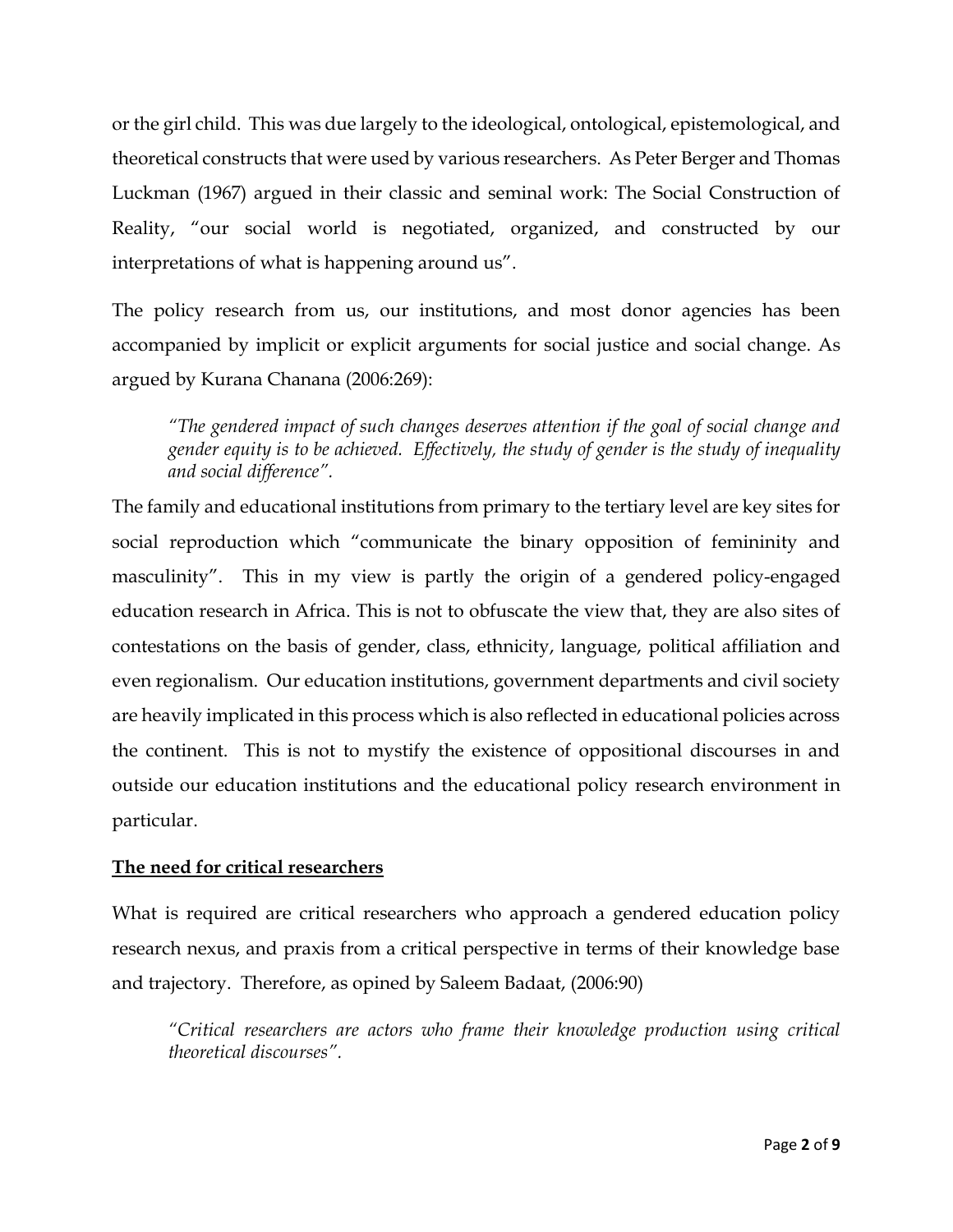or the girl child. This was due largely to the ideological, ontological, epistemological, and theoretical constructs that were used by various researchers. As Peter Berger and Thomas Luckman (1967) argued in their classic and seminal work: The Social Construction of Reality, "our social world is negotiated, organized, and constructed by our interpretations of what is happening around us".

The policy research from us, our institutions, and most donor agencies has been accompanied by implicit or explicit arguments for social justice and social change. As argued by Kurana Chanana (2006:269):

> *"The gendered impact of such changes deserves attention if the goal of social change and gender equity is to be achieved. Effectively, the study of gender is the study of inequality and social difference".*

The family and educational institutions from primary to the tertiary level are key sites for social reproduction which "communicate the binary opposition of femininity and masculinity". This in my view is partly the origin of a gendered policy-engaged education research in Africa. This is not to obfuscate the view that, they are also sites of contestations on the basis of gender, class, ethnicity, language, political affiliation and even regionalism. Our education institutions, government departments and civil society are heavily implicated in this process which is also reflected in educational policies across the continent. This is not to mystify the existence of oppositional discourses in and outside our education institutions and the educational policy research environment in particular.

## The need for critical researchers

What is required are critical researchers who approach a gendered education policy research nexus, and praxis from a critical perspective in terms of their knowledge base and trajectory. Therefore, as opined by Saleem Badaat, (2006:90)

> *"Critical researchers are actors who frame their knowledge production using critical theoretical discourses".*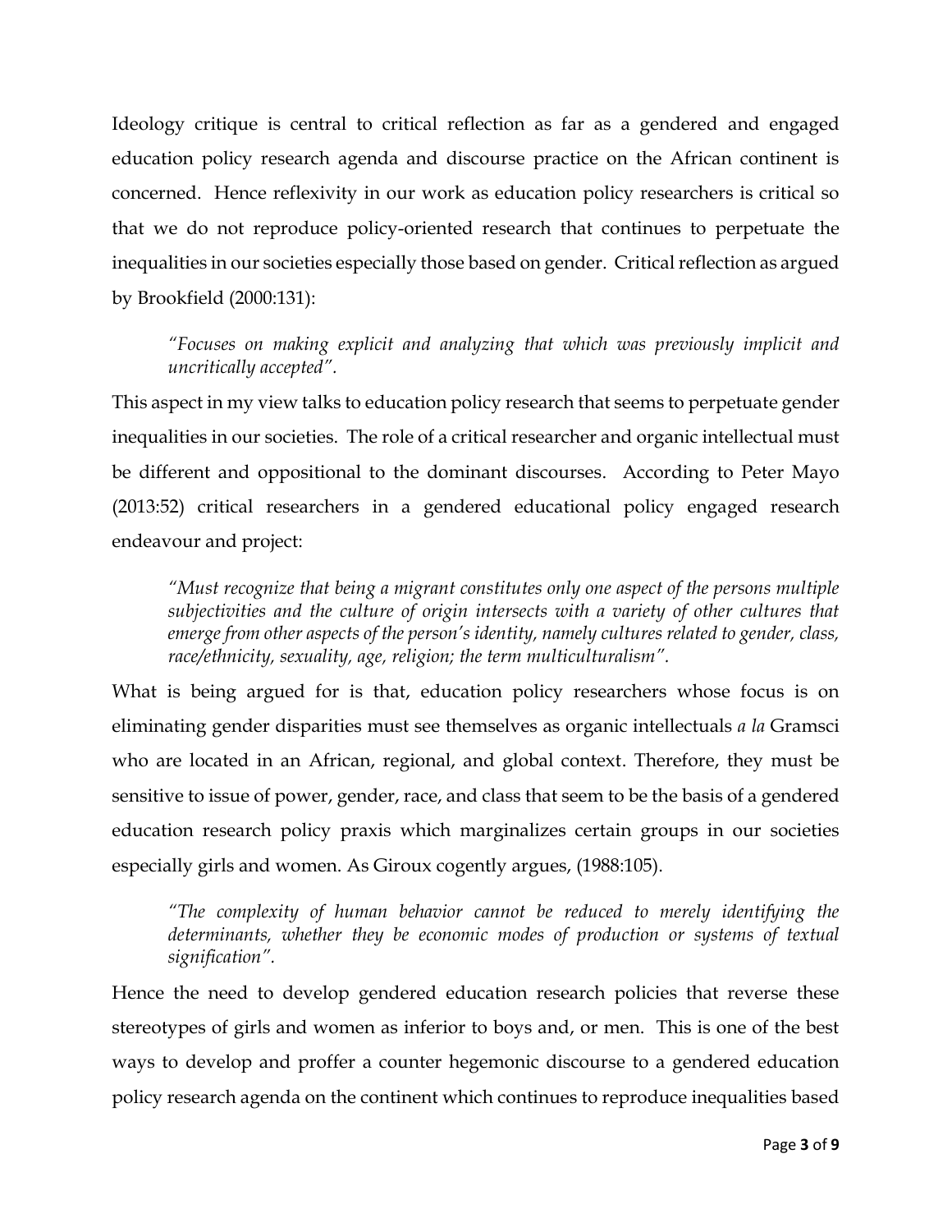Ideology critique is central to critical reflection as far as a gendered and engaged education policy research agenda and discourse practice on the African continent is concerned. Hence reflexivity in our work as education policy researchers is critical so that we do not reproduce policy-oriented research that continues to perpetuate the inequalities in our societies especially those based on gender. Critical reflection as argued by Brookfield (2000:131):

> *"Focuses on making explicit and analyzing that which was previously implicit and uncritically accepted".*

This aspect in my view talks to education policy research that seems to perpetuate gender inequalities in our societies. The role of a critical researcher and organic intellectual must be different and oppositional to the dominant discourses. According to Peter Mayo (2013:52) critical researchers in a gendered educational policy engaged research endeavour and project:

> *"Must recognize that being a migrant constitutes only one aspect of the persons multiple subjectivities and the culture of origin intersects with a variety of other cultures that emerge from other aspects of the person's identity, namely cultures related to gender, class, race/ethnicity, sexuality, age, religion; the term multiculturalism".*

What is being argued for is that, education policy researchers whose focus is on eliminating gender disparities must see themselves as organic intellectuals *a la* Gramsci who are located in an African, regional, and global context. Therefore, they must be sensitive to issue of power, gender, race, and class that seem to be the basis of a gendered education research policy praxis which marginalizes certain groups in our societies especially girls and women. As Giroux cogently argues, (1988:105).

> *"The complexity of human behavior cannot be reduced to merely identifying the determinants, whether they be economic modes of production or systems of textual signification".*

Hence the need to develop gendered education research policies that reverse these stereotypes of girls and women as inferior to boys and, or men. This is one of the best ways to develop and proffer a counter hegemonic discourse to a gendered education policy research agenda on the continent which continues to reproduce inequalities based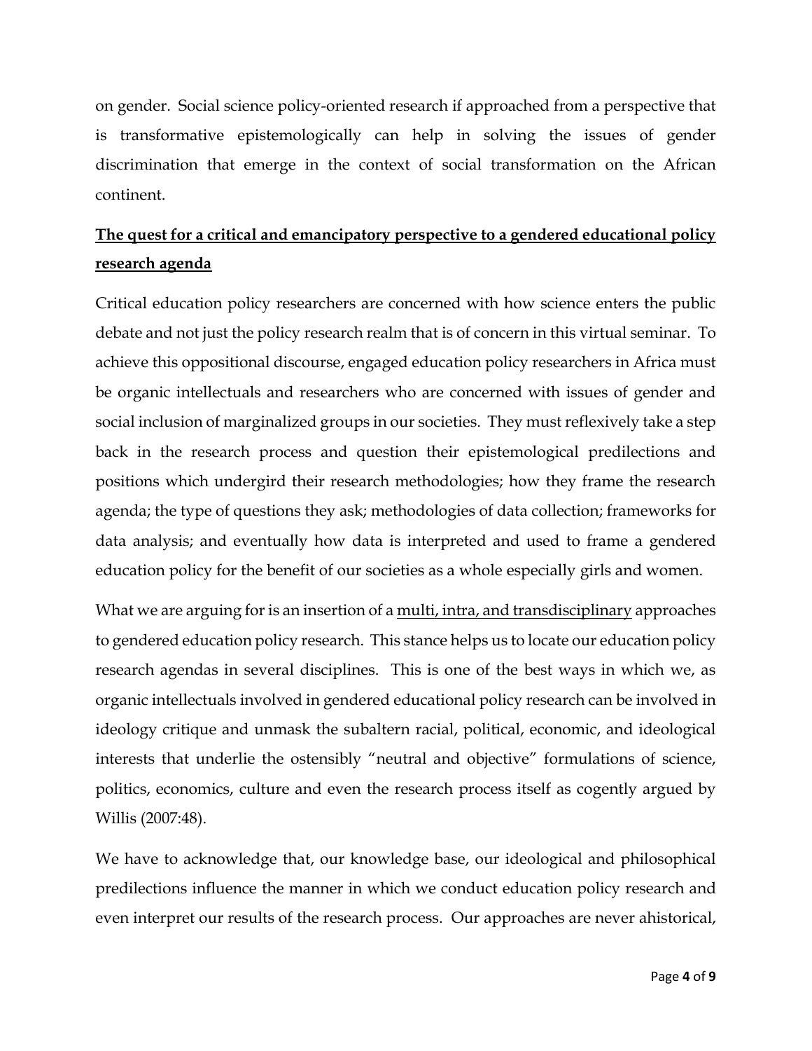on gender. Social science policy-oriented research if approached from a perspective that is transformative epistemologically can help in solving the issues of gender discrimination that emerge in the context of social transformation on the African continent.

## <u>The quest for a critical and emancipatory perspective to a gendered educational policy research agenda</u>

Critical education policy researchers are concerned with how science enters the public debate and not just the policy research realm that is of concern in this virtual seminar. To achieve this oppositional discourse, engaged education policy researchers in Africa must be organic intellectuals and researchers who are concerned with issues of gender and social inclusion of marginalized groups in our societies. They must reflexively take a step back in the research process and question their epistemological predilections and positions which undergird their research methodologies; how they frame the research agenda; the type of questions they ask; methodologies of data collection; frameworks for data analysis; and eventually how data is interpreted and used to frame a gendered education policy for the benefit of our societies as a whole especially girls and women.

What we are arguing for is an insertion of a <u>multi, intra, and transdisciplinary</u> approaches to gendered education policy research. This stance helps us to locate our education policy research agendas in several disciplines. This is one of the best ways in which we, as organic intellectuals involved in gendered educational policy research can be involved in ideology critique and unmask the subaltern racial, political, economic, and ideological interests that underlie the ostensibly "neutral and objective" formulations of science, politics, economics, culture and even the research process itself as cogently argued by Willis (2007:48).

We have to acknowledge that, our knowledge base, our ideological and philosophical predilections influence the manner in which we conduct education policy research and even interpret our results of the research process. Our approaches are never ahistorical,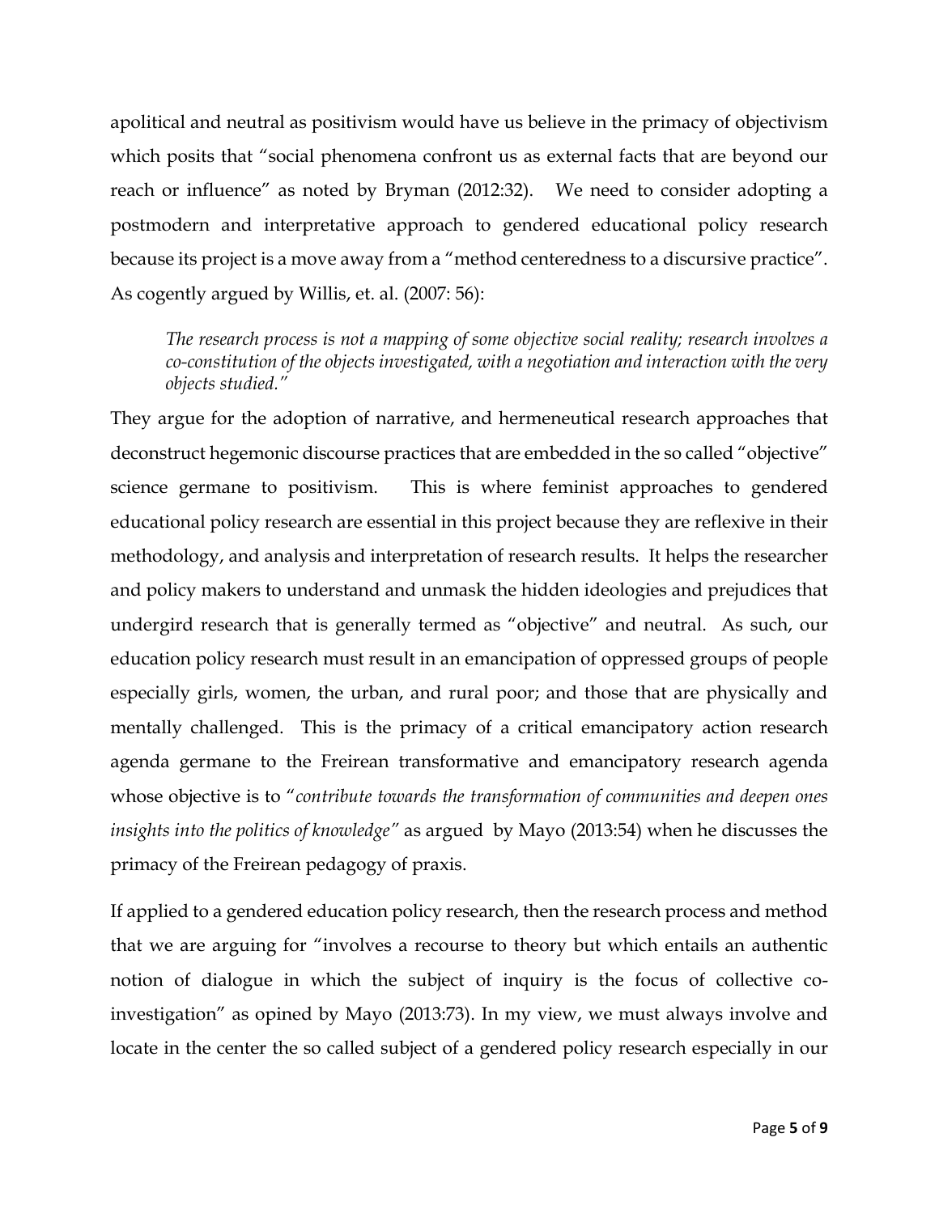apolitical and neutral as positivism would have us believe in the primacy of objectivism which posits that "social phenomena confront us as external facts that are beyond our reach or influence" as noted by Bryman (2012:32). We need to consider adopting a postmodern and interpretative approach to gendered educational policy research because its project is a move away from a "method centeredness to a discursive practice". As cogently argued by Willis, et. al. (2007: 56):

> *The research process is not a mapping of some objective social reality; research involves a co-constitution of the objects investigated, with a negotiation and interaction with the very objects studied."*

They argue for the adoption of narrative, and hermeneutical research approaches that deconstruct hegemonic discourse practices that are embedded in the so called "objective" science germane to positivism. This is where feminist approaches to gendered educational policy research are essential in this project because they are reflexive in their methodology, and analysis and interpretation of research results. It helps the researcher and policy makers to understand and unmask the hidden ideologies and prejudices that undergird research that is generally termed as "objective" and neutral. As such, our education policy research must result in an emancipation of oppressed groups of people especially girls, women, the urban, and rural poor; and those that are physically and mentally challenged. This is the primacy of a critical emancipatory action research agenda germane to the Freirean transformative and emancipatory research agenda whose objective is to "*contribute towards the transformation of communities and deepen ones insights into the politics of knowledge"* as argued by Mayo (2013:54) when he discusses the primacy of the Freirean pedagogy of praxis.

If applied to a gendered education policy research, then the research process and method that we are arguing for "involves a recourse to theory but which entails an authentic notion of dialogue in which the subject of inquiry is the focus of collective co-investigation" as opined by Mayo (2013:73). In my view, we must always involve and locate in the center the so called subject of a gendered policy research especially in our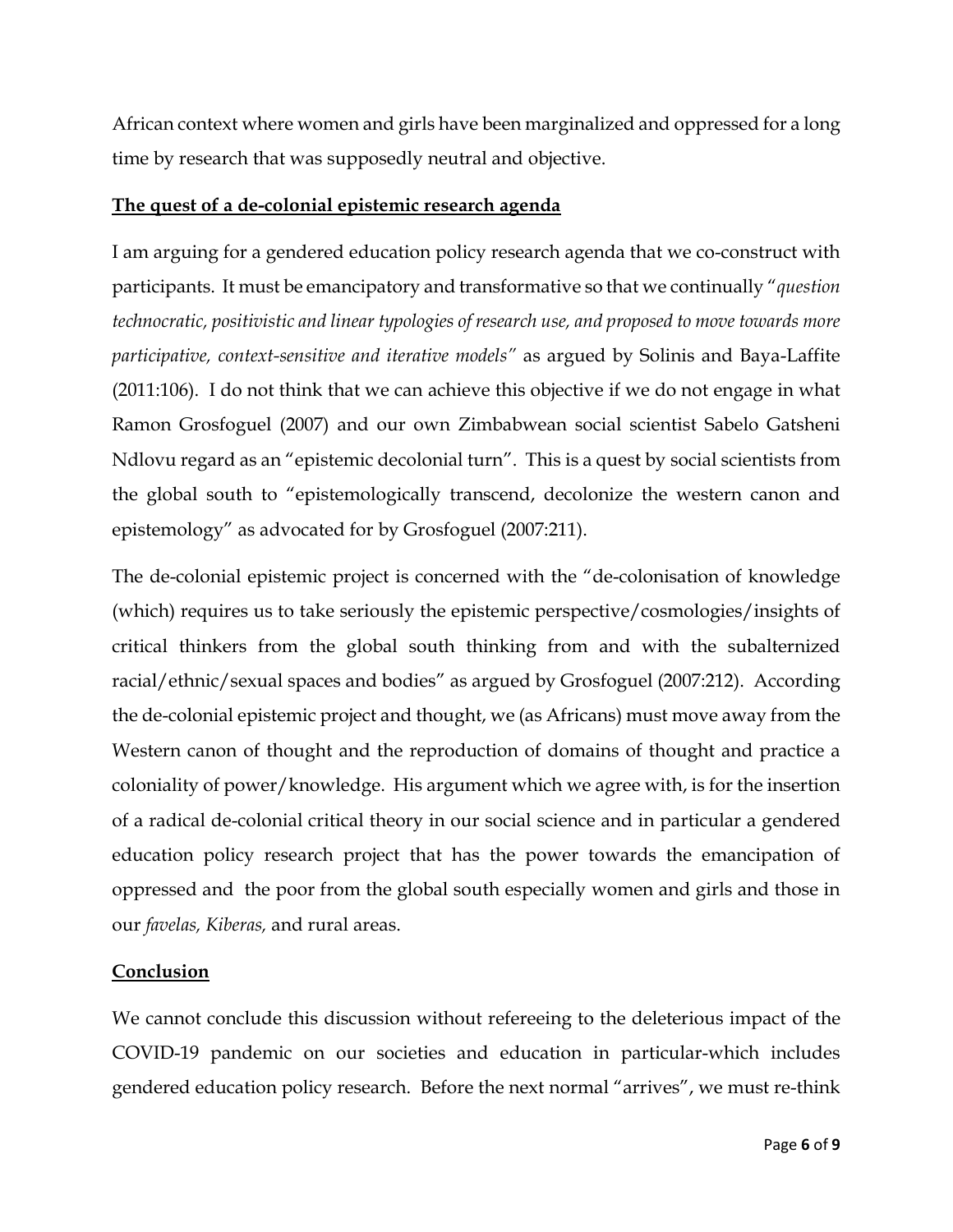African context where women and girls have been marginalized and oppressed for a long time by research that was supposedly neutral and objective.

**The quest of a de-colonial epistemic research agenda**

I am arguing for a gendered education policy research agenda that we co-construct with participants. It must be emancipatory and transformative so that we continually "*question technocratic, positivistic and linear typologies of research use, and proposed to move towards more participative, context-sensitive and iterative models"* as argued by Solinis and Baya-Laffite (2011:106). I do not think that we can achieve this objective if we do not engage in what Ramon Grosfoguel (2007) and our own Zimbabwean social scientist Sabelo Gatsheni Ndlovu regard as an "epistemic decolonial turn". This is a quest by social scientists from the global south to "epistemologically transcend, decolonize the western canon and epistemology" as advocated for by Grosfoguel (2007:211).

The de-colonial epistemic project is concerned with the "de-colonisation of knowledge (which) requires us to take seriously the epistemic perspective/cosmologies/insights of critical thinkers from the global south thinking from and with the subalternized racial/ethnic/sexual spaces and bodies" as argued by Grosfoguel (2007:212). According the de-colonial epistemic project and thought, we (as Africans) must move away from the Western canon of thought and the reproduction of domains of thought and practice a coloniality of power/knowledge. His argument which we agree with, is for the insertion of a radical de-colonial critical theory in our social science and in particular a gendered education policy research project that has the power towards the emancipation of oppressed and the poor from the global south especially women and girls and those in our *favelas, Kiberas,* and rural areas.

**Conclusion**

We cannot conclude this discussion without refereeing to the deleterious impact of the COVID-19 pandemic on our societies and education in particular-which includes gendered education policy research. Before the next normal "arrives", we must re-think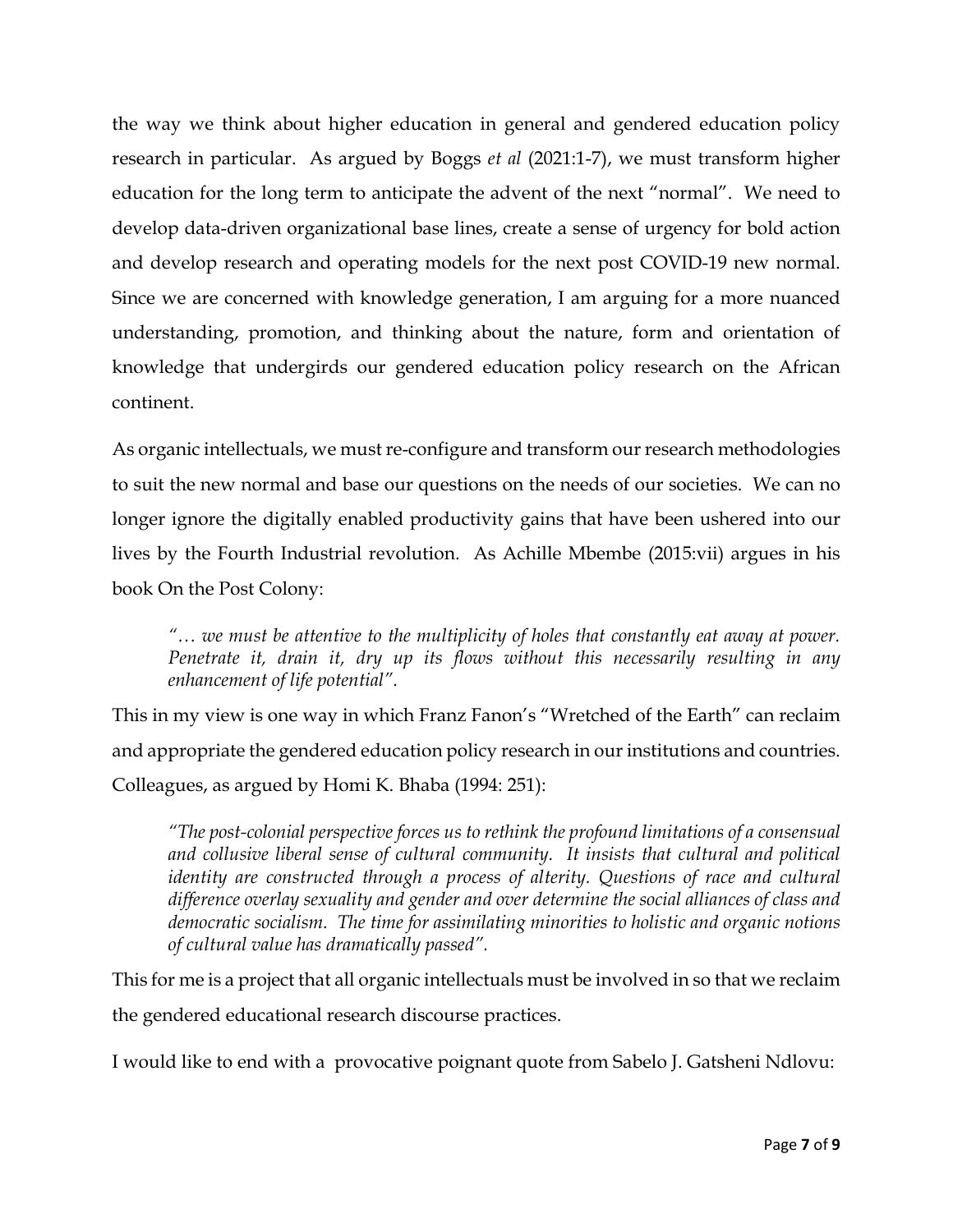the way we think about higher education in general and gendered education policy research in particular. As argued by Boggs *et al* (2021:1-7), we must transform higher education for the long term to anticipate the advent of the next "normal". We need to develop data-driven organizational base lines, create a sense of urgency for bold action and develop research and operating models for the next post COVID-19 new normal. Since we are concerned with knowledge generation, I am arguing for a more nuanced understanding, promotion, and thinking about the nature, form and orientation of knowledge that undergirds our gendered education policy research on the African continent.

As organic intellectuals, we must re-configure and transform our research methodologies to suit the new normal and base our questions on the needs of our societies. We can no longer ignore the digitally enabled productivity gains that have been ushered into our lives by the Fourth Industrial revolution. As Achille Mbembe (2015:vii) argues in his book On the Post Colony:

> *"… we must be attentive to the multiplicity of holes that constantly eat away at power. Penetrate it, drain it, dry up its flows without this necessarily resulting in any enhancement of life potential".*

This in my view is one way in which Franz Fanon's "Wretched of the Earth" can reclaim and appropriate the gendered education policy research in our institutions and countries. Colleagues, as argued by Homi K. Bhaba (1994: 251):

> *"The post-colonial perspective forces us to rethink the profound limitations of a consensual and collusive liberal sense of cultural community. It insists that cultural and political identity are constructed through a process of alterity. Questions of race and cultural difference overlay sexuality and gender and over determine the social alliances of class and democratic socialism. The time for assimilating minorities to holistic and organic notions of cultural value has dramatically passed".*

This for me is a project that all organic intellectuals must be involved in so that we reclaim the gendered educational research discourse practices.

I would like to end with a provocative poignant quote from Sabelo J. Gatsheni Ndlovu: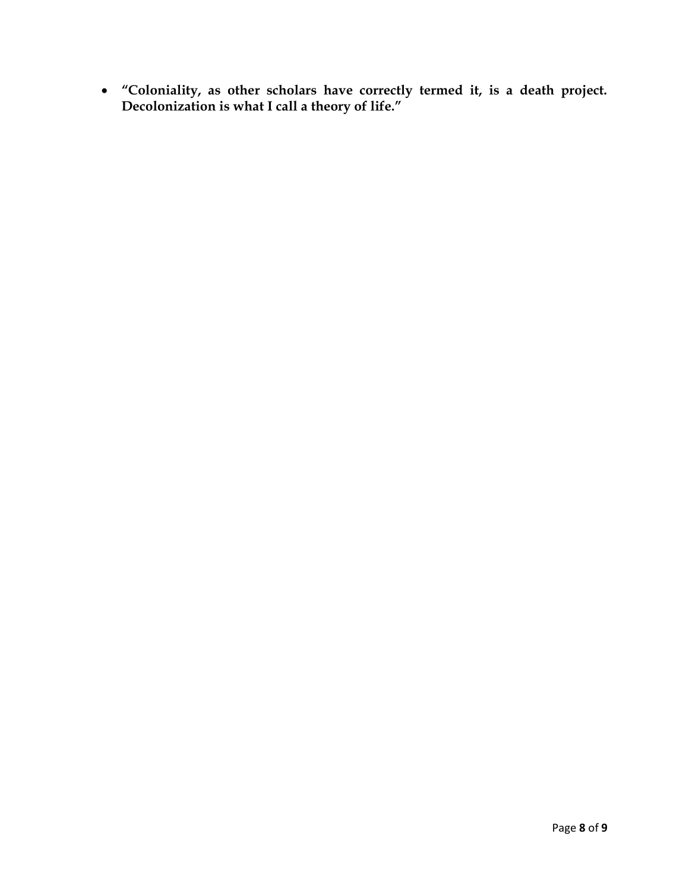- **"Coloniality, as other scholars have correctly termed it, is a death project. Decolonization is what I call a theory of life."**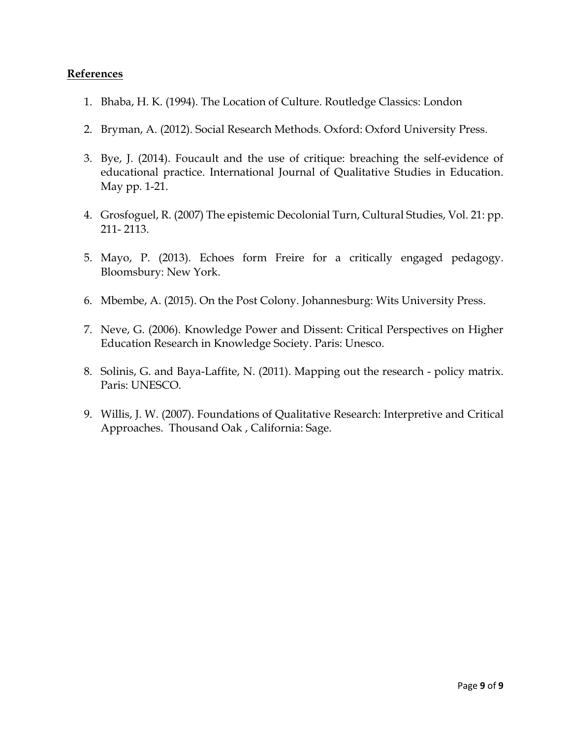**References**

1. Bhaba, H. K. (1994). The Location of Culture. Routledge Classics: London

2. Bryman, A. (2012). Social Research Methods. Oxford: Oxford University Press.

3. Bye, J. (2014). Foucault and the use of critique: breaching the self-evidence of educational practice. International Journal of Qualitative Studies in Education. May pp. 1-21.

4. Grosfoguel, R. (2007) The epistemic Decolonial Turn, Cultural Studies, Vol. 21: pp. 211- 2113.

5. Mayo, P. (2013). Echoes form Freire for a critically engaged pedagogy. Bloomsbury: New York.

6. Mbembe, A. (2015). On the Post Colony. Johannesburg: Wits University Press.

7. Neve, G. (2006). Knowledge Power and Dissent: Critical Perspectives on Higher Education Research in Knowledge Society. Paris: Unesco.

8. Solinis, G. and Baya-Laffite, N. (2011). Mapping out the research - policy matrix. Paris: UNESCO.

9. Willis, J. W. (2007). Foundations of Qualitative Research: Interpretive and Critical Approaches. Thousand Oak , California: Sage.